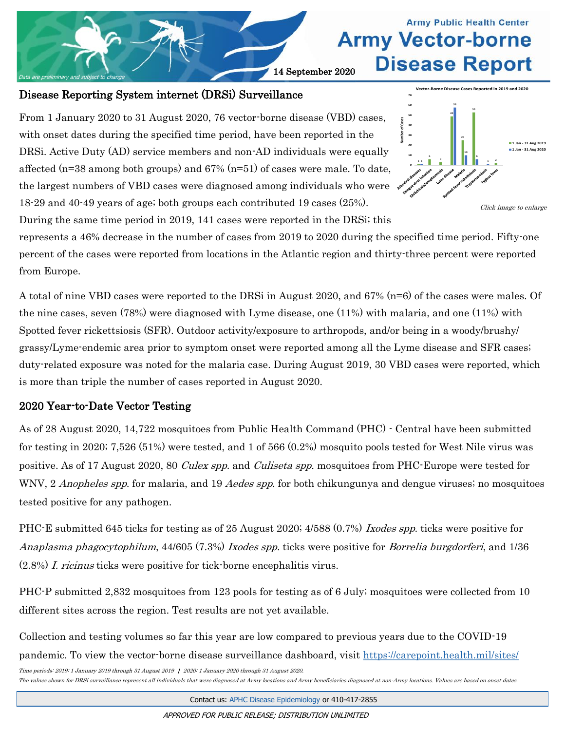# Army Public Health Center
# Army Vector-borne Disease Report

*Data are preliminary and subject to change*

14 September 2020

## Disease Reporting System internet (DRSi) Surveillance

From 1 January 2020 to 31 August 2020, 76 vector-borne disease (VBD) cases, with onset dates during the specified time period, have been reported in the DRSi. Active Duty (AD) service members and non-AD individuals were equally affected (n=38 among both groups) and 67% (n=51) of cases were male. To date, the largest numbers of VBD cases were diagnosed among individuals who were 18-29 and 40-49 years of age; both groups each contributed 19 cases (25%). During the same time period in 2019, 141 cases were reported in the DRSi; this represents a 46% decrease in the number of cases from 2019 to 2020 during the specified time period. Fifty-one percent of the cases were reported from locations in the Atlantic region and thirty-three percent were reported from Europe.

**Vector-Borne Disease Cases Reported in 2019 and 2020**

| Disease | 1 Jan - 31 Aug 2019 | 1 Jan - 31 Aug 2020 |
|---|---|---|
| Arboviral diseases | 1 | 1 |
| Dengue virus infection | 6 | |
| Ehrlichiosis/anaplasmosis | 3 | |
| Lyme disease | 49 | 58 |
| Malaria | 25 | 10 |
| Spotted fever rickettsiosis | 53 | 6 |
| Trypanosomiasis | | 1 |
| Typhus fever | 2 | |

*Click image to enlarge*

A total of nine VBD cases were reported to the DRSi in August 2020, and 67% (n=6) of the cases were males. Of the nine cases, seven (78%) were diagnosed with Lyme disease, one (11%) with malaria, and one (11%) with Spotted fever rickettsiosis (SFR). Outdoor activity/exposure to arthropods, and/or being in a woody/brushy/grassy/Lyme-endemic area prior to symptom onset were reported among all the Lyme disease and SFR cases; duty-related exposure was noted for the malaria case. During August 2019, 30 VBD cases were reported, which is more than triple the number of cases reported in August 2020.

## 2020 Year-to-Date Vector Testing

As of 28 August 2020, 14,722 mosquitoes from Public Health Command (PHC) - Central have been submitted for testing in 2020; 7,526 (51%) were tested, and 1 of 566 (0.2%) mosquito pools tested for West Nile virus was positive. As of 17 August 2020, 80 *Culex spp.* and *Culiseta spp.* mosquitoes from PHC-Europe were tested for WNV, 2 *Anopheles spp.* for malaria, and 19 *Aedes spp.* for both chikungunya and dengue viruses; no mosquitoes tested positive for any pathogen.

PHC-E submitted 645 ticks for testing as of 25 August 2020; 4/588 (0.7%) *Ixodes spp.* ticks were positive for *Anaplasma phagocytophilum*, 44/605 (7.3%) *Ixodes spp.* ticks were positive for *Borrelia burgdorferi*, and 1/36 (2.8%) *I. ricinus* ticks were positive for tick-borne encephalitis virus.

PHC-P submitted 2,832 mosquitoes from 123 pools for testing as of 6 July; mosquitoes were collected from 10 different sites across the region. Test results are not yet available.

Collection and testing volumes so far this year are low compared to previous years due to the COVID-19 pandemic. To view the vector-borne disease surveillance dashboard, visit https://carepoint.health.mil/sites/

*Time periods: 2019: 1 January 2019 through 31 August 2019 | 2020: 1 January 2020 through 31 August 2020.*

*The values shown for DRSi surveillance represent all individuals that were diagnosed at Army locations and Army beneficiaries diagnosed at non-Army locations. Values are based on onset dates.*

Contact us: APHC Disease Epidemiology or 410-417-2855

*APPROVED FOR PUBLIC RELEASE; DISTRIBUTION UNLIMITED*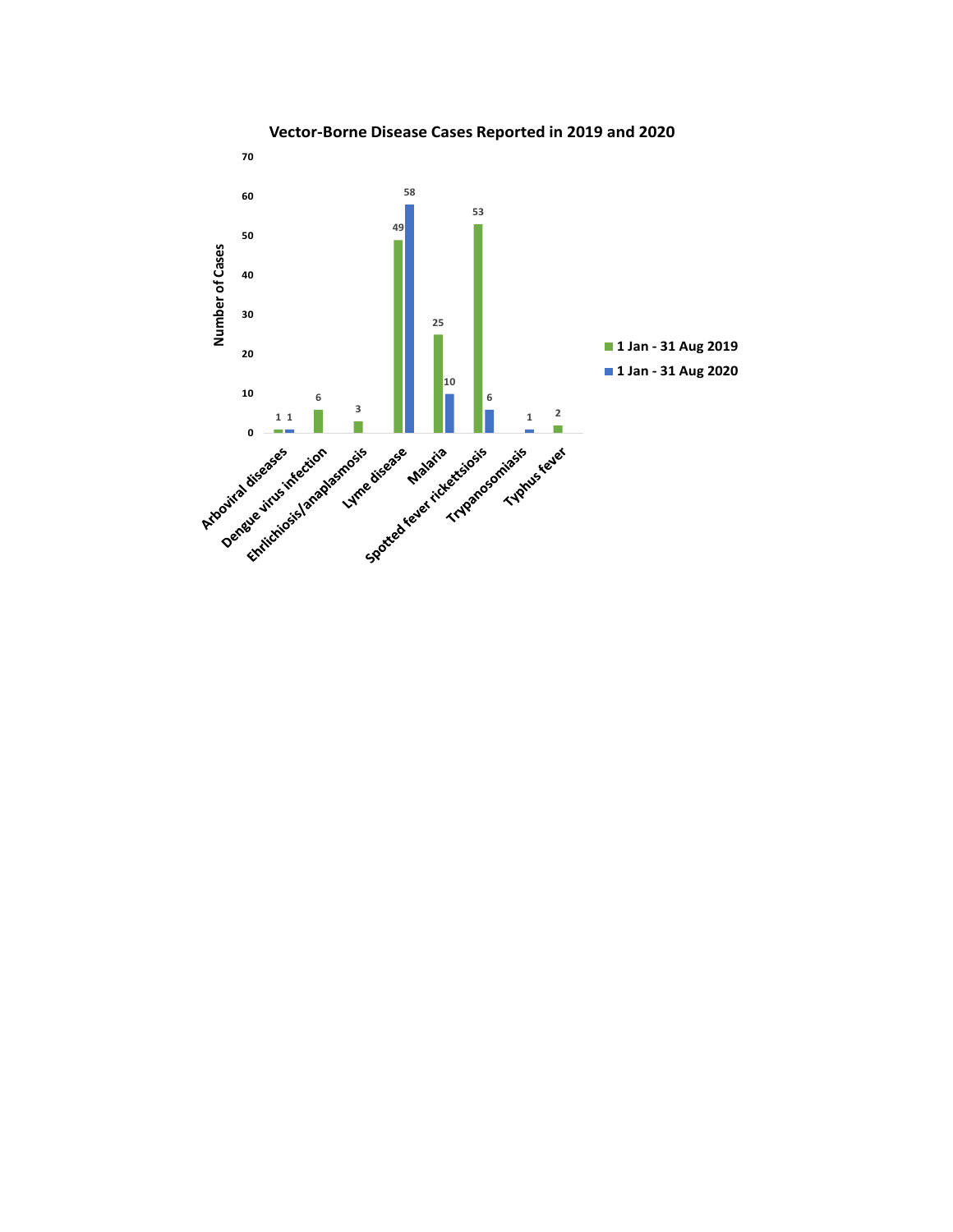Vector-Borne Disease Cases Reported in 2019 and 2020

Number of Cases

70
60
50
40
30
20
10
0

1 1
6
3
49 58
25 10
53 6
1
2

Arboviral diseases
Dengue virus infection
Ehrlichiosis/anaplasmosis
Lyme disease
Malaria
Spotted fever rickettsiosis
Trypanosomiasis
Typhus fever

1 Jan - 31 Aug 2019
1 Jan - 31 Aug 2020